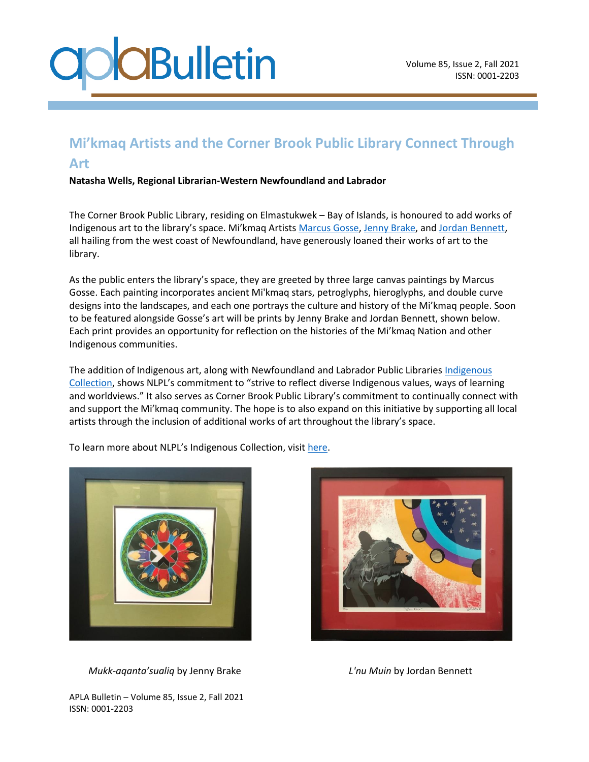# Mi'kmaq Artists and the Corner Brook Public Library Connect Through Art

**Natasha Wells, Regional Librarian-Western Newfoundland and Labrador**

The Corner Brook Public Library, residing on Elmastukwek – Bay of Islands, is honoured to add works of Indigenous art to the library's space. Mi'kmaq Artists Marcus Gosse, Jenny Brake, and Jordan Bennett, all hailing from the west coast of Newfoundland, have generously loaned their works of art to the library.

As the public enters the library's space, they are greeted by three large canvas paintings by Marcus Gosse. Each painting incorporates ancient Mi'kmaq stars, petroglyphs, hieroglyphs, and double curve designs into the landscapes, and each one portrays the culture and history of the Mi'kmaq people. Soon to be featured alongside Gosse's art will be prints by Jenny Brake and Jordan Bennett, shown below. Each print provides an opportunity for reflection on the histories of the Mi'kmaq Nation and other Indigenous communities.

The addition of Indigenous art, along with Newfoundland and Labrador Public Libraries Indigenous Collection, shows NLPL's commitment to "strive to reflect diverse Indigenous values, ways of learning and worldviews." It also serves as Corner Brook Public Library's commitment to continually connect with and support the Mi'kmaq community. The hope is to also expand on this initiative by supporting all local artists through the inclusion of additional works of art throughout the library's space.

To learn more about NLPL's Indigenous Collection, visit here.

*Mukk-aqanta'sualiq* by Jenny Brake

*L'nu Muin* by Jordan Bennett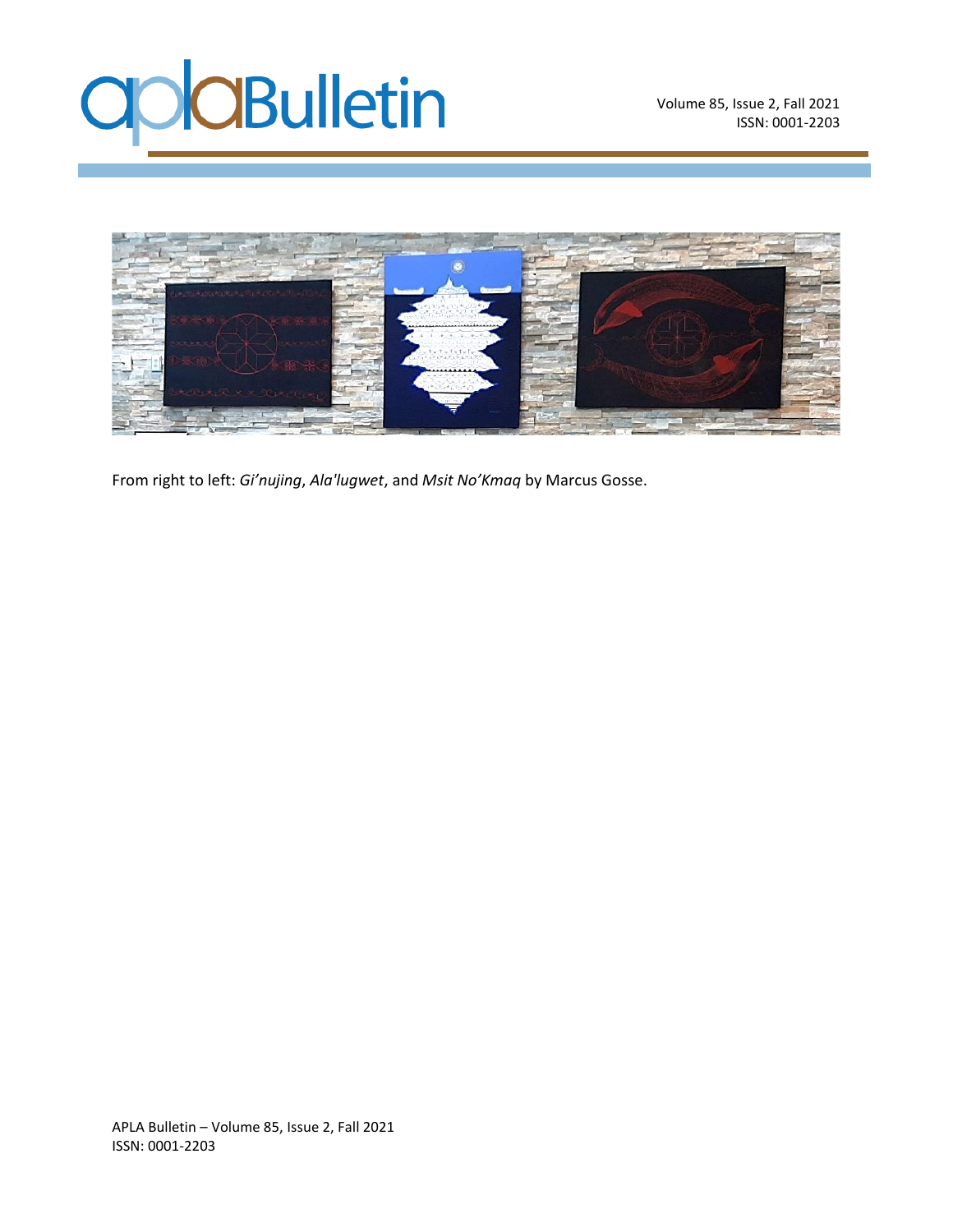From right to left: *Gi'nujing*, *Ala'lugwet*, and *Msit No'Kmaq* by Marcus Gosse.